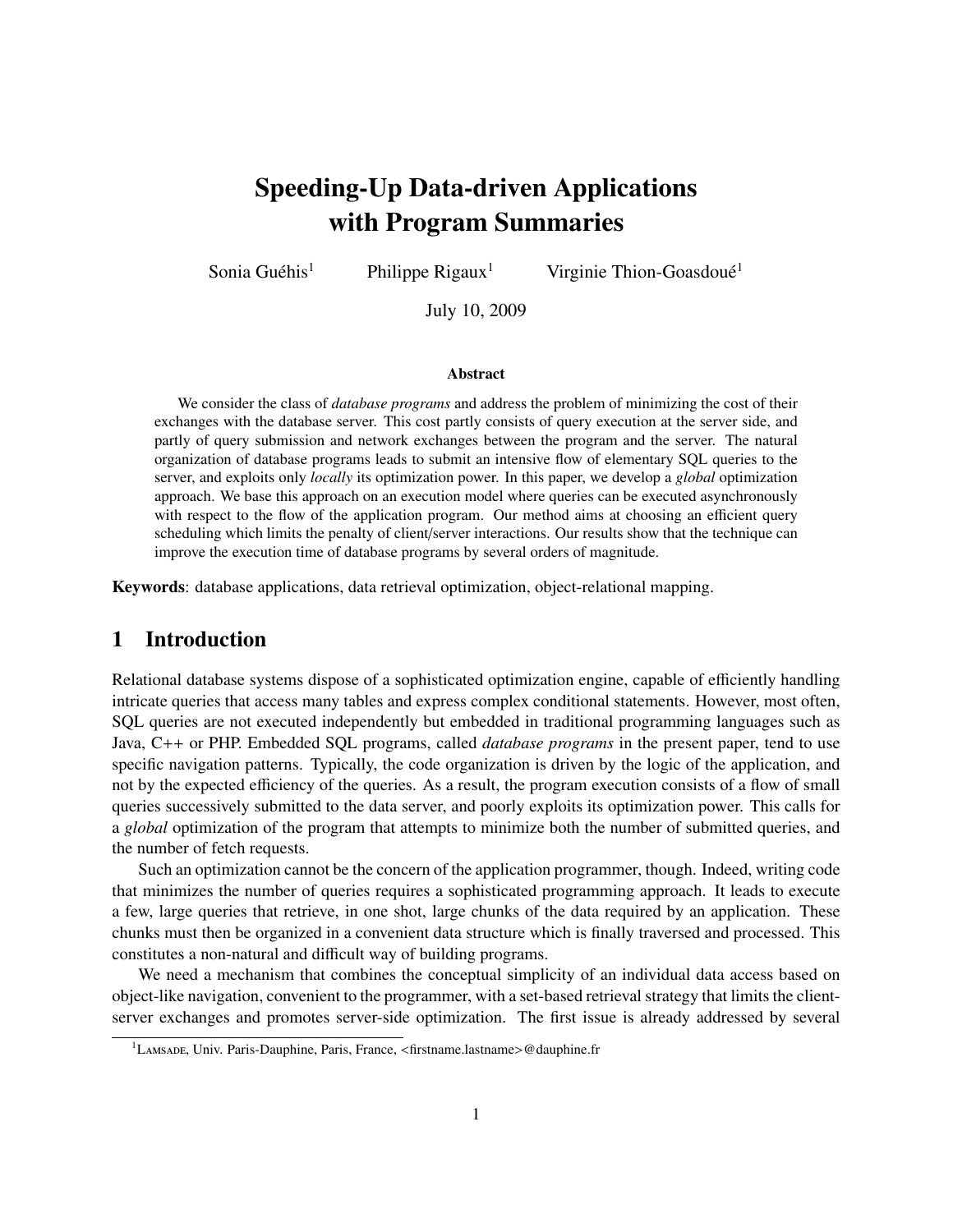# Speeding-Up Data-driven Applications with Program Summaries

Sonia Guéhis[1] Philippe Rigaux[1] Virginie Thion-Goasdoué[1]

July 10, 2009

### Abstract

We consider the class of *database programs* and address the problem of minimizing the cost of their exchanges with the database server. This cost partly consists of query execution at the server side, and partly of query submission and network exchanges between the program and the server. The natural organization of database programs leads to submit an intensive flow of elementary SQL queries to the server, and exploits only *locally* its optimization power. In this paper, we develop a *global* optimization approach. We base this approach on an execution model where queries can be executed asynchronously with respect to the flow of the application program. Our method aims at choosing an efficient query scheduling which limits the penalty of client/server interactions. Our results show that the technique can improve the execution time of database programs by several orders of magnitude.

**Keywords**: database applications, data retrieval optimization, object-relational mapping.

## 1 Introduction

Relational database systems dispose of a sophisticated optimization engine, capable of efficiently handling intricate queries that access many tables and express complex conditional statements. However, most often, SQL queries are not executed independently but embedded in traditional programming languages such as Java, C++ or PHP. Embedded SQL programs, called *database programs* in the present paper, tend to use specific navigation patterns. Typically, the code organization is driven by the logic of the application, and not by the expected efficiency of the queries. As a result, the program execution consists of a flow of small queries successively submitted to the data server, and poorly exploits its optimization power. This calls for a *global* optimization of the program that attempts to minimize both the number of submitted queries, and the number of fetch requests.

Such an optimization cannot be the concern of the application programmer, though. Indeed, writing code that minimizes the number of queries requires a sophisticated programming approach. It leads to execute a few, large queries that retrieve, in one shot, large chunks of the data required by an application. These chunks must then be organized in a convenient data structure which is finally traversed and processed. This constitutes a non-natural and difficult way of building programs.

We need a mechanism that combines the conceptual simplicity of an individual data access based on object-like navigation, convenient to the programmer, with a set-based retrieval strategy that limits the client-server exchanges and promotes server-side optimization. The first issue is already addressed by several

[1] LAMSADE, Univ. Paris-Dauphine, Paris, France, <firstname.lastname>@dauphine.fr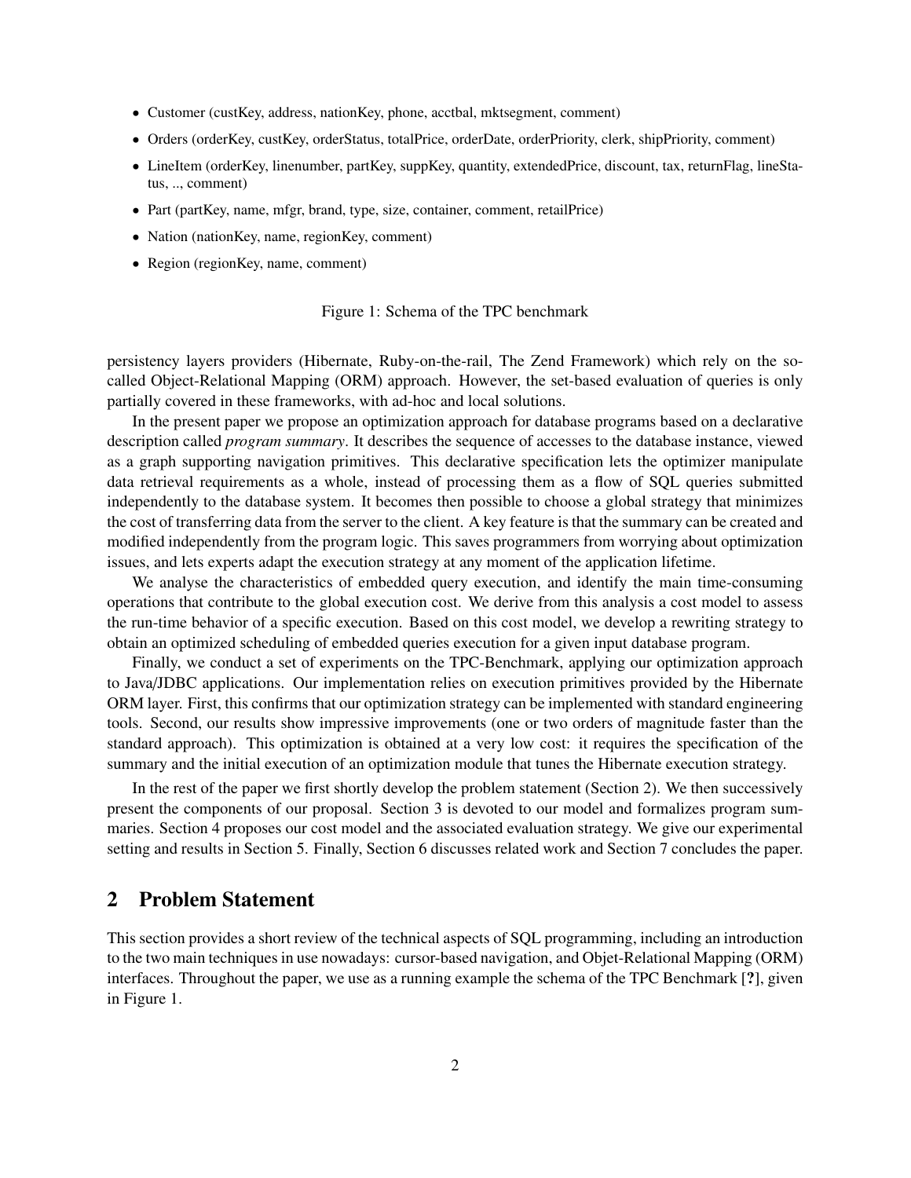- Customer (custKey, address, nationKey, phone, acctbal, mktsegment, comment)
- Orders (orderKey, custKey, orderStatus, totalPrice, orderDate, orderPriority, clerk, shipPriority, comment)
- LineItem (orderKey, linenumber, partKey, suppKey, quantity, extendedPrice, discount, tax, returnFlag, lineStatus, .., comment)
- Part (partKey, name, mfgr, brand, type, size, container, comment, retailPrice)
- Nation (nationKey, name, regionKey, comment)
- Region (regionKey, name, comment)

Figure 1: Schema of the TPC benchmark

persistency layers providers (Hibernate, Ruby-on-the-rail, The Zend Framework) which rely on the so-called Object-Relational Mapping (ORM) approach. However, the set-based evaluation of queries is only partially covered in these frameworks, with ad-hoc and local solutions.

In the present paper we propose an optimization approach for database programs based on a declarative description called *program summary*. It describes the sequence of accesses to the database instance, viewed as a graph supporting navigation primitives. This declarative specification lets the optimizer manipulate data retrieval requirements as a whole, instead of processing them as a flow of SQL queries submitted independently to the database system. It becomes then possible to choose a global strategy that minimizes the cost of transferring data from the server to the client. A key feature is that the summary can be created and modified independently from the program logic. This saves programmers from worrying about optimization issues, and lets experts adapt the execution strategy at any moment of the application lifetime.

We analyse the characteristics of embedded query execution, and identify the main time-consuming operations that contribute to the global execution cost. We derive from this analysis a cost model to assess the run-time behavior of a specific execution. Based on this cost model, we develop a rewriting strategy to obtain an optimized scheduling of embedded queries execution for a given input database program.

Finally, we conduct a set of experiments on the TPC-Benchmark, applying our optimization approach to Java/JDBC applications. Our implementation relies on execution primitives provided by the Hibernate ORM layer. First, this confirms that our optimization strategy can be implemented with standard engineering tools. Second, our results show impressive improvements (one or two orders of magnitude faster than the standard approach). This optimization is obtained at a very low cost: it requires the specification of the summary and the initial execution of an optimization module that tunes the Hibernate execution strategy.

In the rest of the paper we first shortly develop the problem statement (Section 2). We then successively present the components of our proposal. Section 3 is devoted to our model and formalizes program summaries. Section 4 proposes our cost model and the associated evaluation strategy. We give our experimental setting and results in Section 5. Finally, Section 6 discusses related work and Section 7 concludes the paper.

## 2 Problem Statement

This section provides a short review of the technical aspects of SQL programming, including an introduction to the two main techniques in use nowadays: cursor-based navigation, and Objet-Relational Mapping (ORM) interfaces. Throughout the paper, we use as a running example the schema of the TPC Benchmark [**?**], given in Figure 1.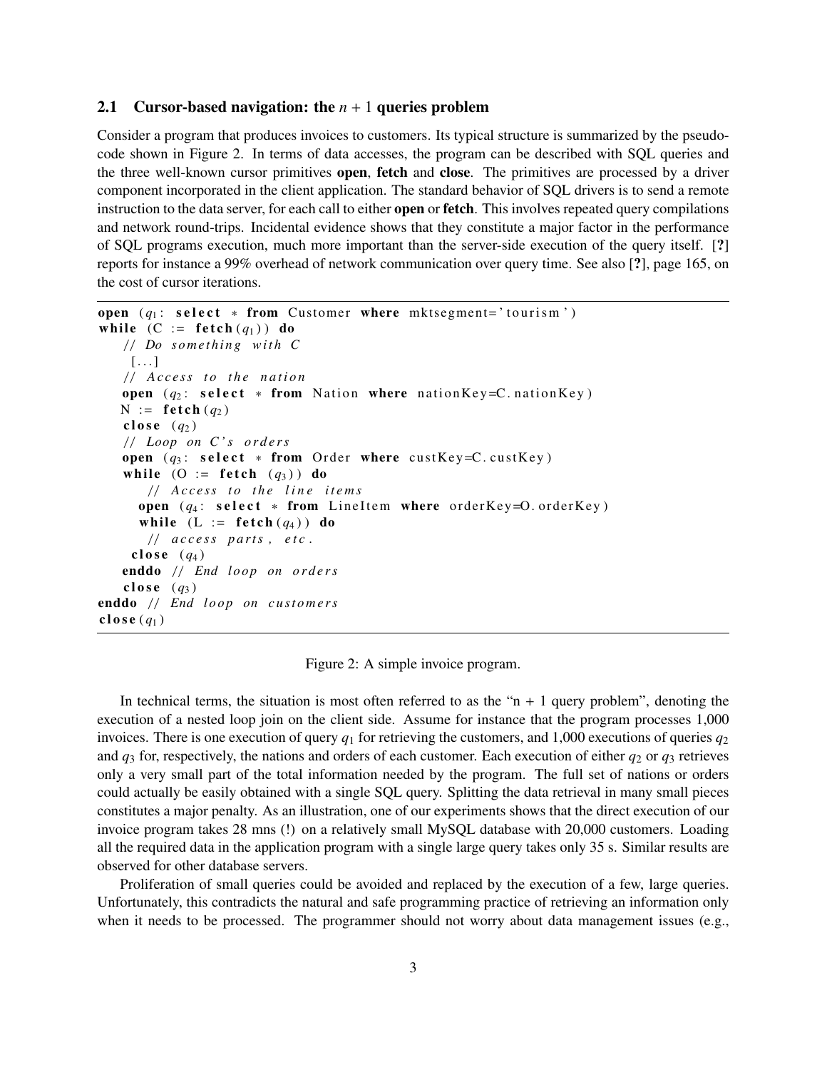## 2.1 Cursor-based navigation: the $n + 1$ queries problem

Consider a program that produces invoices to customers. Its typical structure is summarized by the pseudo-code shown in Figure 2. In terms of data accesses, the program can be described with SQL queries and the three well-known cursor primitives **open**, **fetch** and **close**. The primitives are processed by a driver component incorporated in the client application. The standard behavior of SQL drivers is to send a remote instruction to the data server, for each call to either **open** or **fetch**. This involves repeated query compilations and network round-trips. Incidental evidence shows that they constitute a major factor in the performance of SQL programs execution, much more important than the server-side execution of the query itself. [**?**] reports for instance a 99% overhead of network communication over query time. See also [**?**], page 165, on the cost of cursor iterations.

```
open (q1: select * from Customer where mktsegment='tourism')
while (C := fetch(q1)) do
    // Do something with C
     [...]
    // Access to the nation
    open (q2: select * from Nation where nationKey=C.nationKey)
    N := fetch(q2)
    close (q2)
    // Loop on C's orders
    open (q3: select * from Order where custKey=C.custKey)
    while (O := fetch (q3)) do
       // Access to the line items
      open (q4: select * from LineItem where orderKey=O.orderKey)
      while (L := fetch(q4)) do
       // access parts, etc.
     close (q4)
    enddo // End loop on orders
    close (q3)
enddo // End loop on customers
close(q1)
```

Figure 2: A simple invoice program.

In technical terms, the situation is most often referred to as the "n + 1 query problem", denoting the execution of a nested loop join on the client side. Assume for instance that the program processes 1,000 invoices. There is one execution of query $q_1$ for retrieving the customers, and 1,000 executions of queries $q_2$ and $q_3$ for, respectively, the nations and orders of each customer. Each execution of either $q_2$ or $q_3$ retrieves only a very small part of the total information needed by the program. The full set of nations or orders could actually be easily obtained with a single SQL query. Splitting the data retrieval in many small pieces constitutes a major penalty. As an illustration, one of our experiments shows that the direct execution of our invoice program takes 28 mns (!) on a relatively small MySQL database with 20,000 customers. Loading all the required data in the application program with a single large query takes only 35 s. Similar results are observed for other database servers.

Proliferation of small queries could be avoided and replaced by the execution of a few, large queries. Unfortunately, this contradicts the natural and safe programming practice of retrieving an information only when it needs to be processed. The programmer should not worry about data management issues (e.g.,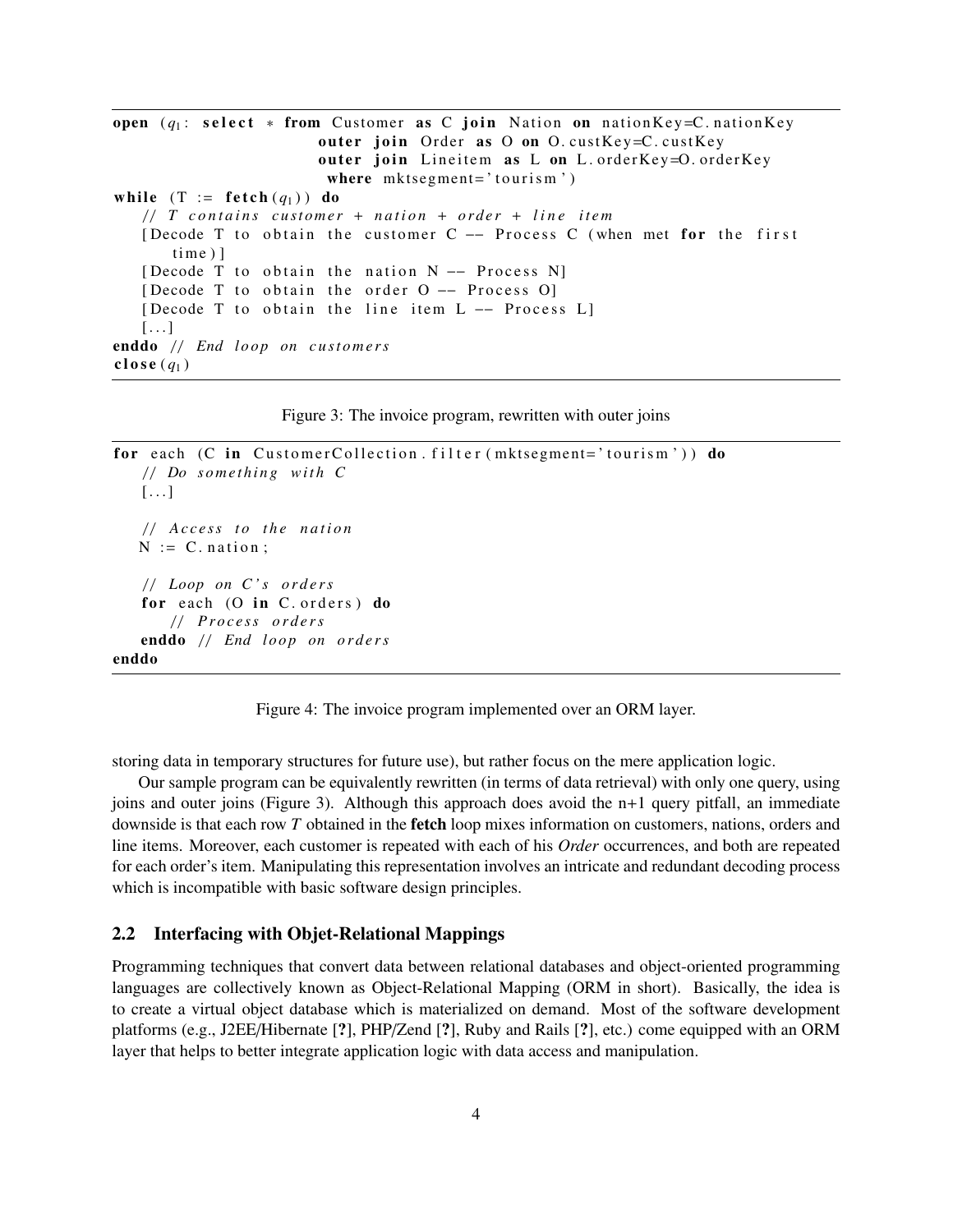```
open (q1: select * from Customer as C join Nation on nationKey=C.nationKey
                        outer join Order as O on O.custKey=C.custKey
                        outer join Lineitem as L on L.orderKey=O.orderKey
                         where mktsegment='tourism')
while (T := fetch(q1)) do
    // T contains customer + nation + order + line item
    [Decode T to obtain the customer C -- Process C (when met for the first
        time)]
    [Decode T to obtain the nation N -- Process N]
    [Decode T to obtain the order O -- Process O]
    [Decode T to obtain the line item L -- Process L]
    [...]
enddo // End loop on customers
close(q1)
```

Figure 3: The invoice program, rewritten with outer joins

```
for each (C in CustomerCollection.filter(mktsegment='tourism')) do
    // Do something with C
    [...]

    // Access to the nation
    N := C.nation;

    // Loop on C's orders
    for each (O in C.orders) do
        // Process orders
    enddo // End loop on orders
enddo
```

Figure 4: The invoice program implemented over an ORM layer.

storing data in temporary structures for future use), but rather focus on the mere application logic.

Our sample program can be equivalently rewritten (in terms of data retrieval) with only one query, using joins and outer joins (Figure 3). Although this approach does avoid the n+1 query pitfall, an immediate downside is that each row $T$ obtained in the **fetch** loop mixes information on customers, nations, orders and line items. Moreover, each customer is repeated with each of his *Order* occurrences, and both are repeated for each order's item. Manipulating this representation involves an intricate and redundant decoding process which is incompatible with basic software design principles.

## 2.2 Interfacing with Objet-Relational Mappings

Programming techniques that convert data between relational databases and object-oriented programming languages are collectively known as Object-Relational Mapping (ORM in short). Basically, the idea is to create a virtual object database which is materialized on demand. Most of the software development platforms (e.g., J2EE/Hibernate [**?**], PHP/Zend [**?**], Ruby and Rails [**?**], etc.) come equipped with an ORM layer that helps to better integrate application logic with data access and manipulation.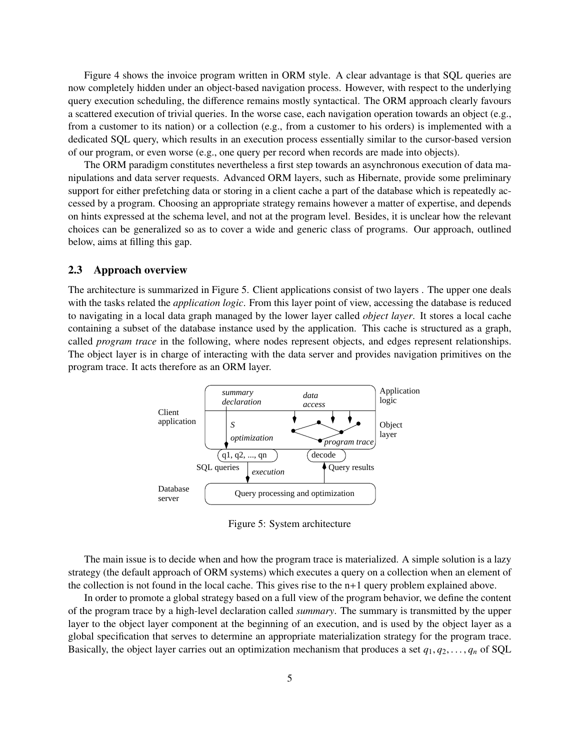Figure 4 shows the invoice program written in ORM style. A clear advantage is that SQL queries are now completely hidden under an object-based navigation process. However, with respect to the underlying query execution scheduling, the difference remains mostly syntactical. The ORM approach clearly favours a scattered execution of trivial queries. In the worse case, each navigation operation towards an object (e.g., from a customer to its nation) or a collection (e.g., from a customer to his orders) is implemented with a dedicated SQL query, which results in an execution process essentially similar to the cursor-based version of our program, or even worse (e.g., one query per record when records are made into objects).

The ORM paradigm constitutes nevertheless a first step towards an asynchronous execution of data manipulations and data server requests. Advanced ORM layers, such as Hibernate, provide some preliminary support for either prefetching data or storing in a client cache a part of the database which is repeatedly accessed by a program. Choosing an appropriate strategy remains however a matter of expertise, and depends on hints expressed at the schema level, and not at the program level. Besides, it is unclear how the relevant choices can be generalized so as to cover a wide and generic class of programs. Our approach, outlined below, aims at filling this gap.

## 2.3 Approach overview

The architecture is summarized in Figure 5. Client applications consist of two layers . The upper one deals with the tasks related the *application logic*. From this layer point of view, accessing the database is reduced to navigating in a local data graph managed by the lower layer called *object layer*. It stores a local cache containing a subset of the database instance used by the application. This cache is structured as a graph, called *program trace* in the following, where nodes represent objects, and edges represent relationships. The object layer is in charge of interacting with the data server and provides navigation primitives on the program trace. It acts therefore as an ORM layer.

Figure 5: System architecture

The main issue is to decide when and how the program trace is materialized. A simple solution is a lazy strategy (the default approach of ORM systems) which executes a query on a collection when an element of the collection is not found in the local cache. This gives rise to the n+1 query problem explained above.

In order to promote a global strategy based on a full view of the program behavior, we define the content of the program trace by a high-level declaration called *summary*. The summary is transmitted by the upper layer to the object layer component at the beginning of an execution, and is used by the object layer as a global specification that serves to determine an appropriate materialization strategy for the program trace. Basically, the object layer carries out an optimization mechanism that produces a set $q_1, q_2, \ldots, q_n$ of SQL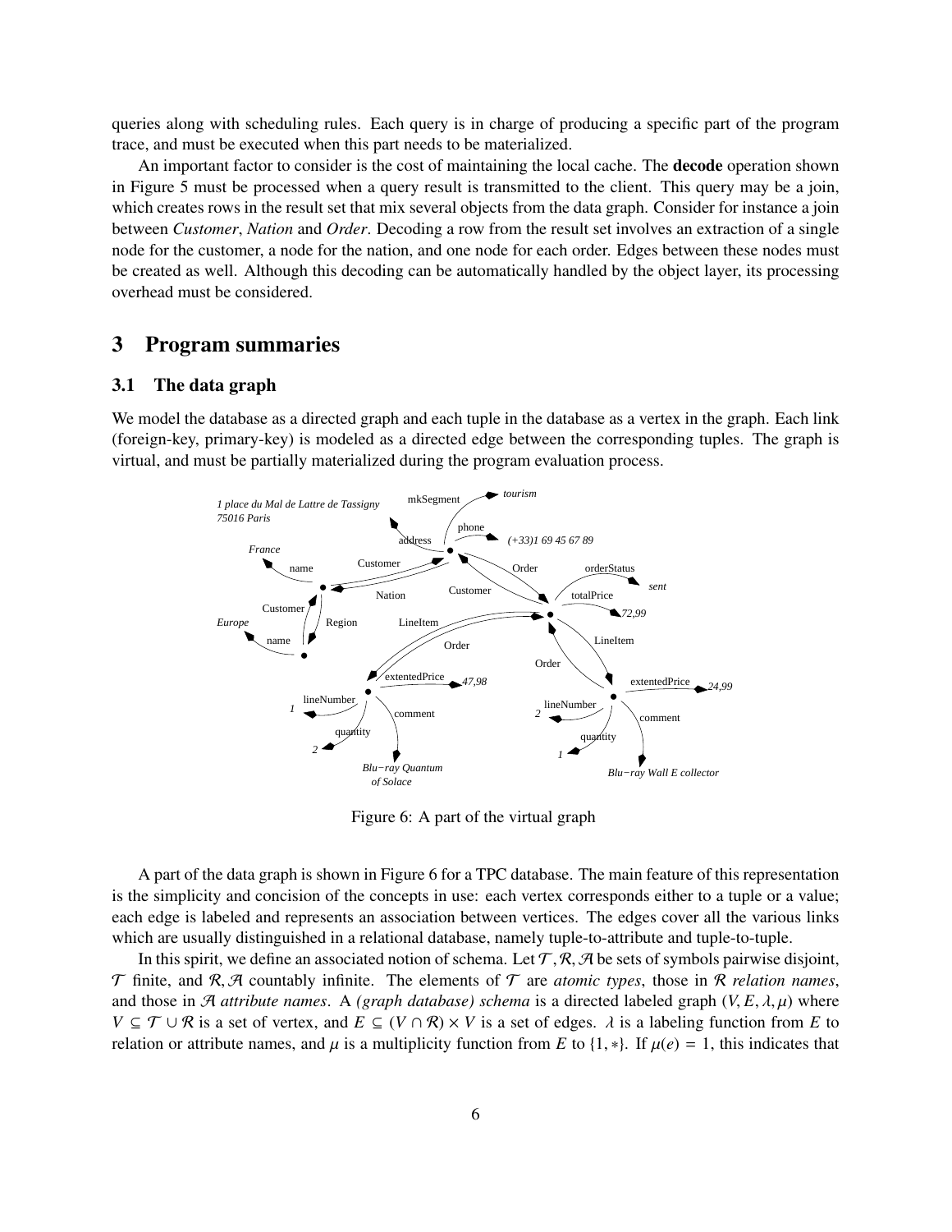queries along with scheduling rules. Each query is in charge of producing a specific part of the program trace, and must be executed when this part needs to be materialized.

An important factor to consider is the cost of maintaining the local cache. The **decode** operation shown in Figure 5 must be processed when a query result is transmitted to the client. This query may be a join, which creates rows in the result set that mix several objects from the data graph. Consider for instance a join between *Customer*, *Nation* and *Order*. Decoding a row from the result set involves an extraction of a single node for the customer, a node for the nation, and one node for each order. Edges between these nodes must be created as well. Although this decoding can be automatically handled by the object layer, its processing overhead must be considered.

## 3 Program summaries

### 3.1 The data graph

We model the database as a directed graph and each tuple in the database as a vertex in the graph. Each link (foreign-key, primary-key) is modeled as a directed edge between the corresponding tuples. The graph is virtual, and must be partially materialized during the program evaluation process.

Figure 6: A part of the virtual graph

A part of the data graph is shown in Figure 6 for a TPC database. The main feature of this representation is the simplicity and concision of the concepts in use: each vertex corresponds either to a tuple or a value; each edge is labeled and represents an association between vertices. The edges cover all the various links which are usually distinguished in a relational database, namely tuple-to-attribute and tuple-to-tuple.

In this spirit, we define an associated notion of schema. Let $\mathcal{T}, \mathcal{R}, \mathcal{A}$ be sets of symbols pairwise disjoint, $\mathcal{T}$ finite, and $\mathcal{R}, \mathcal{A}$ countably infinite. The elements of $\mathcal{T}$ are *atomic types*, those in $\mathcal{R}$ *relation names*, and those in $\mathcal{A}$ *attribute names*. A *(graph database) schema* is a directed labeled graph $(V, E, \lambda, \mu)$ where $V \subseteq \mathcal{T} \cup \mathcal{R}$ is a set of vertex, and $E \subseteq (V \cap \mathcal{R}) \times V$ is a set of edges. $\lambda$ is a labeling function from $E$ to relation or attribute names, and $\mu$ is a multiplicity function from $E$ to $\{1, *\}$. If $\mu(e) = 1$, this indicates that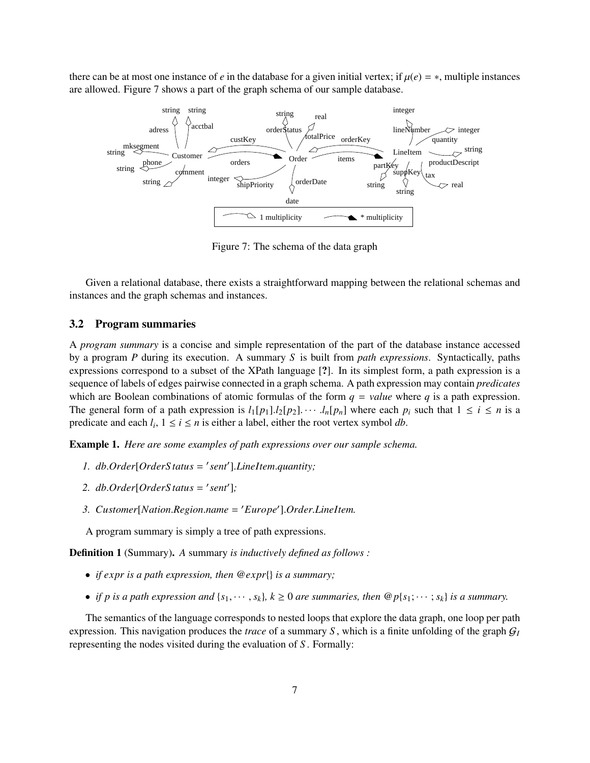there can be at most one instance of $e$ in the database for a given initial vertex; if $\mu(e) = *$, multiple instances are allowed. Figure 7 shows a part of the graph schema of our sample database.

Figure 7: The schema of the data graph

Given a relational database, there exists a straightforward mapping between the relational schemas and instances and the graph schemas and instances.

### 3.2 Program summaries

A *program summary* is a concise and simple representation of the part of the database instance accessed by a program $P$ during its execution. A summary $S$ is built from *path expressions*. Syntactically, paths expressions correspond to a subset of the XPath language [?]. In its simplest form, a path expression is a sequence of labels of edges pairwise connected in a graph schema. A path expression may contain *predicates* which are Boolean combinations of atomic formulas of the form $q = value$ where $q$ is a path expression. The general form of a path expression is $l_1[p_1].l_2[p_2]. \cdots .l_n[p_n]$ where each $p_i$ such that $1 \leq i \leq n$ is a predicate and each $l_i$, $1 \leq i \leq n$ is either a label, either the root vertex symbol *db*.

**Example 1.** *Here are some examples of path expressions over our sample schema.*

1. $db.Order[OrderStatus = 'sent'].LineItem.quantity;$
2. $db.Order[OrderStatus = 'sent'];$
3. $Customer[Nation.Region.name = 'Europe'].Order.LineItem.$

A program summary is simply a tree of path expressions.

**Definition 1** (Summary)**.** *A* summary *is inductively defined as follows :*

- *if $expr$ is a path expression, then $@expr\{\}$ is a summary;*
- *if $p$ is a path expression and $\{s_1, \cdots, s_k\}$, $k \geq 0$ are summaries, then $@p\{s_1; \cdots; s_k\}$ is a summary.*

The semantics of the language corresponds to nested loops that explore the data graph, one loop per path expression. This navigation produces the *trace* of a summary $S$, which is a finite unfolding of the graph $\mathcal{G}_I$ representing the nodes visited during the evaluation of $S$. Formally: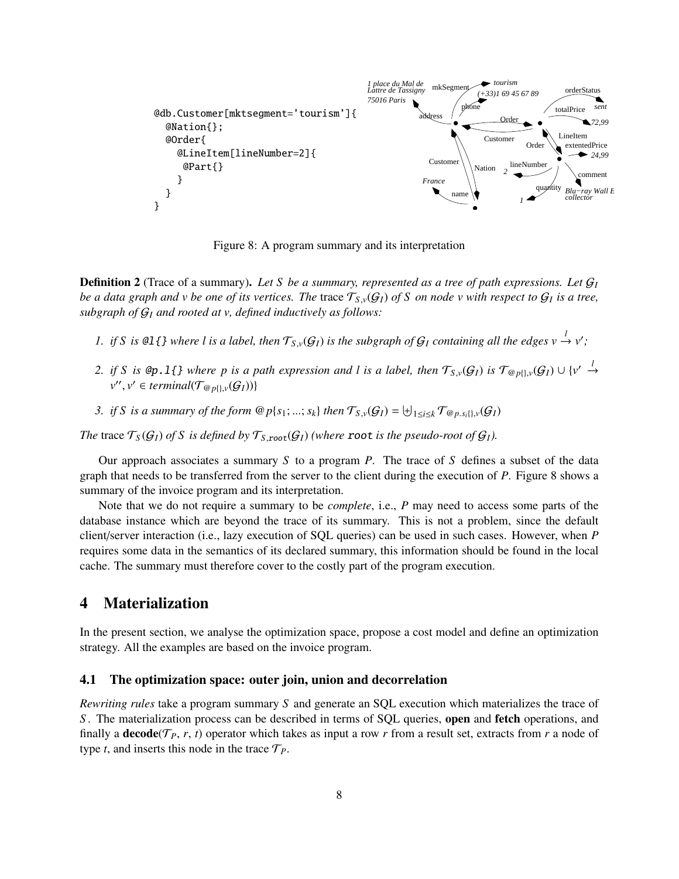```
@db.Customer[mktsegment='tourism']{
  @Nation{};
  @Order{
    @LineItem[lineNumber=2]{
      @Part{}
    }
  }
}
```

Figure 8: A program summary and its interpretation

**Definition 2** (Trace of a summary)**.** *Let $S$ be a summary, represented as a tree of path expressions. Let $\mathcal{G}_I$ be a data graph and $v$ be one of its vertices. The* trace $\mathcal{T}_{S,v}(\mathcal{G}_I)$ *of $S$ on node $v$ with respect to $\mathcal{G}_I$ is a tree, subgraph of $\mathcal{G}_I$ and rooted at $v$, defined inductively as follows:*

1. *if $S$ is* `@l{}` *where $l$ is a label, then $\mathcal{T}_{S,v}(\mathcal{G}_I)$ is the subgraph of $\mathcal{G}_I$ containing all the edges $v \xrightarrow{l} v'$;*
2. *if $S$ is* `@p.l{}` *where $p$ is a path expression and $l$ is a label, then $\mathcal{T}_{S,v}(\mathcal{G}_I)$ is $\mathcal{T}_{@p\{\},v}(\mathcal{G}_I) \cup \{v' \xrightarrow{l} v'', v' \in terminal(\mathcal{T}_{@p\{\},v}(\mathcal{G}_I))\}$*
3. *if $S$ is a summary of the form $@p\{s_1; ...; s_k\}$ then $\mathcal{T}_{S,v}(\mathcal{G}_I) = \biguplus_{1 \leq i \leq k} \mathcal{T}_{@p.s_i\{\},v}(\mathcal{G}_I)$*

*The* trace $\mathcal{T}_S(\mathcal{G}_I)$ *of $S$ is defined by $\mathcal{T}_{S,\texttt{root}}(\mathcal{G}_I)$ (where* `root` *is the pseudo-root of $\mathcal{G}_I$).*

Our approach associates a summary $S$ to a program $P$. The trace of $S$ defines a subset of the data graph that needs to be transferred from the server to the client during the execution of $P$. Figure 8 shows a summary of the invoice program and its interpretation.

Note that we do not require a summary to be *complete*, i.e., $P$ may need to access some parts of the database instance which are beyond the trace of its summary. This is not a problem, since the default client/server interaction (i.e., lazy execution of SQL queries) can be used in such cases. However, when $P$ requires some data in the semantics of its declared summary, this information should be found in the local cache. The summary must therefore cover to the costly part of the program execution.

# 4 Materialization

In the present section, we analyse the optimization space, propose a cost model and define an optimization strategy. All the examples are based on the invoice program.

## 4.1 The optimization space: outer join, union and decorrelation

*Rewriting rules* take a program summary $S$ and generate an SQL execution which materializes the trace of $S$. The materialization process can be described in terms of SQL queries, **open** and **fetch** operations, and finally a **decode**($\mathcal{T}_P$, $r$, $t$) operator which takes as input a row $r$ from a result set, extracts from $r$ a node of type $t$, and inserts this node in the trace $\mathcal{T}_P$.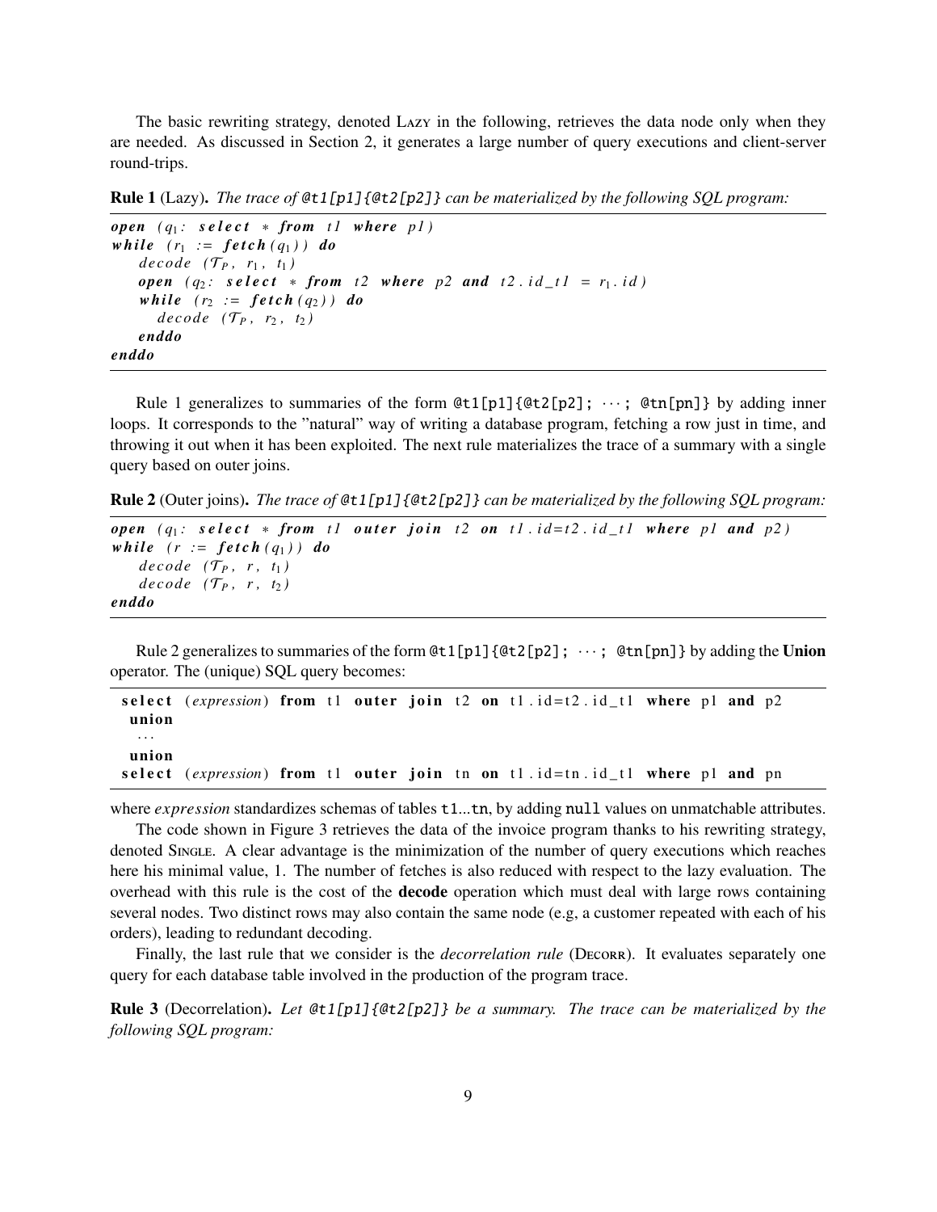The basic rewriting strategy, denoted Lazy in the following, retrieves the data node only when they are needed. As discussed in Section 2, it generates a large number of query executions and client-server round-trips.

**Rule 1** (Lazy). *The trace of @t1[p1]{@t2[p2]} can be materialized by the following SQL program:*

```
open (q1: select * from t1 where p1)
while (r1 := fetch(q1)) do
   decode (T_P, r1, t1)
   open (q2: select * from t2 where p2 and t2.id_t1 = r1.id)
   while (r2 := fetch(q2)) do
     decode (T_P, r2, t2)
   enddo
enddo
```

Rule 1 generalizes to summaries of the form @t1[p1]{@t2[p2]; ···; @tn[pn]} by adding inner loops. It corresponds to the "natural" way of writing a database program, fetching a row just in time, and throwing it out when it has been exploited. The next rule materializes the trace of a summary with a single query based on outer joins.

**Rule 2** (Outer joins). *The trace of @t1[p1]{@t2[p2]} can be materialized by the following SQL program:*

```
open (q1: select * from t1 outer join t2 on t1.id=t2.id_t1 where p1 and p2)
while (r := fetch(q1)) do
   decode (T_P, r, t1)
   decode (T_P, r, t2)
enddo
```

Rule 2 generalizes to summaries of the form @t1[p1]{@t2[p2]; ···; @tn[pn]} by adding the **Union** operator. The (unique) SQL query becomes:

```
select (expression) from t1 outer join t2 on t1.id=t2.id_t1 where p1 and p2
 union
  ...
 union
select (expression) from t1 outer join tn on t1.id=tn.id_t1 where p1 and pn
```

where *expression* standardizes schemas of tables t1...tn, by adding null values on unmatchable attributes.

The code shown in Figure 3 retrieves the data of the invoice program thanks to his rewriting strategy, denoted Single. A clear advantage is the minimization of the number of query executions which reaches here his minimal value, 1. The number of fetches is also reduced with respect to the lazy evaluation. The overhead with this rule is the cost of the **decode** operation which must deal with large rows containing several nodes. Two distinct rows may also contain the same node (e.g, a customer repeated with each of his orders), leading to redundant decoding.

Finally, the last rule that we consider is the *decorrelation rule* (Decorr). It evaluates separately one query for each database table involved in the production of the program trace.

**Rule 3** (Decorrelation). *Let @t1[p1]{@t2[p2]} be a summary. The trace can be materialized by the following SQL program:*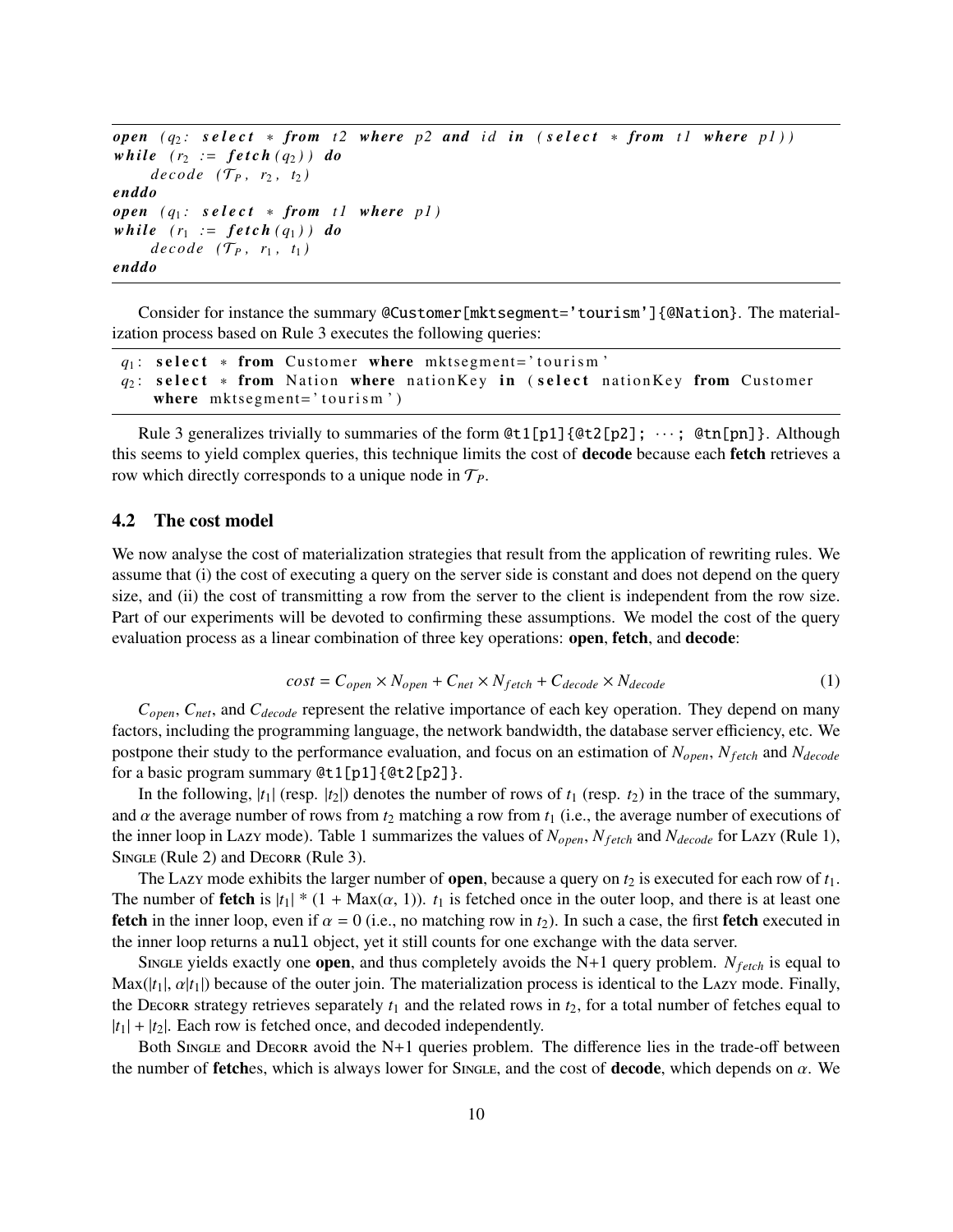```
open (q2: select * from t2 where p2 and id in (select * from t1 where p1))
while (r2 := fetch(q2)) do
    decode (T_P, r2, t2)
enddo
open (q1: select * from t1 where p1)
while (r1 := fetch(q1)) do
    decode (T_P, r1, t1)
enddo
```

Consider for instance the summary `@Customer[mktsegment='tourism']{@Nation}`. The materialization process based on Rule 3 executes the following queries:

```
q1: select * from Customer where mktsegment='tourism'
q2: select * from Nation where nationKey in (select nationKey from Customer
    where mktsegment='tourism')
```

Rule 3 generalizes trivially to summaries of the form `@t1[p1]{@t2[p2]; ···; @tn[pn]}`. Although this seems to yield complex queries, this technique limits the cost of **decode** because each **fetch** retrieves a row which directly corresponds to a unique node in $\mathcal{T}_P$.

## 4.2 The cost model

We now analyse the cost of materialization strategies that result from the application of rewriting rules. We assume that (i) the cost of executing a query on the server side is constant and does not depend on the query size, and (ii) the cost of transmitting a row from the server to the client is independent from the row size. Part of our experiments will be devoted to confirming these assumptions. We model the cost of the query evaluation process as a linear combination of three key operations: **open**, **fetch**, and **decode**:

$$cost = C_{open} \times N_{open} + C_{net} \times N_{fetch} + C_{decode} \times N_{decode} \tag{1}$$

$C_{open}$, $C_{net}$, and $C_{decode}$ represent the relative importance of each key operation. They depend on many factors, including the programming language, the network bandwidth, the database server efficiency, etc. We postpone their study to the performance evaluation, and focus on an estimation of $N_{open}$, $N_{fetch}$ and $N_{decode}$ for a basic program summary `@t1[p1]{@t2[p2]}`.

In the following, $|t_1|$ (resp. $|t_2|$) denotes the number of rows of $t_1$ (resp. $t_2$) in the trace of the summary, and $\alpha$ the average number of rows from $t_2$ matching a row from $t_1$ (i.e., the average number of executions of the inner loop in Lazy mode). Table 1 summarizes the values of $N_{open}$, $N_{fetch}$ and $N_{decode}$ for Lazy (Rule 1), Single (Rule 2) and Decorr (Rule 3).

The Lazy mode exhibits the larger number of **open**, because a query on $t_2$ is executed for each row of $t_1$. The number of **fetch** is $|t_1| * (1 + \text{Max}(\alpha, 1))$. $t_1$ is fetched once in the outer loop, and there is at least one **fetch** in the inner loop, even if $\alpha = 0$ (i.e., no matching row in $t_2$). In such a case, the first **fetch** executed in the inner loop returns a `null` object, yet it still counts for one exchange with the data server.

Single yields exactly one **open**, and thus completely avoids the N+1 query problem. $N_{fetch}$ is equal to $\text{Max}(|t_1|, \alpha|t_1|)$ because of the outer join. The materialization process is identical to the Lazy mode. Finally, the Decorr strategy retrieves separately $t_1$ and the related rows in $t_2$, for a total number of fetches equal to $|t_1| + |t_2|$. Each row is fetched once, and decoded independently.

Both Single and Decorr avoid the N+1 queries problem. The difference lies in the trade-off between the number of **fetch**es, which is always lower for Single, and the cost of **decode**, which depends on $\alpha$. We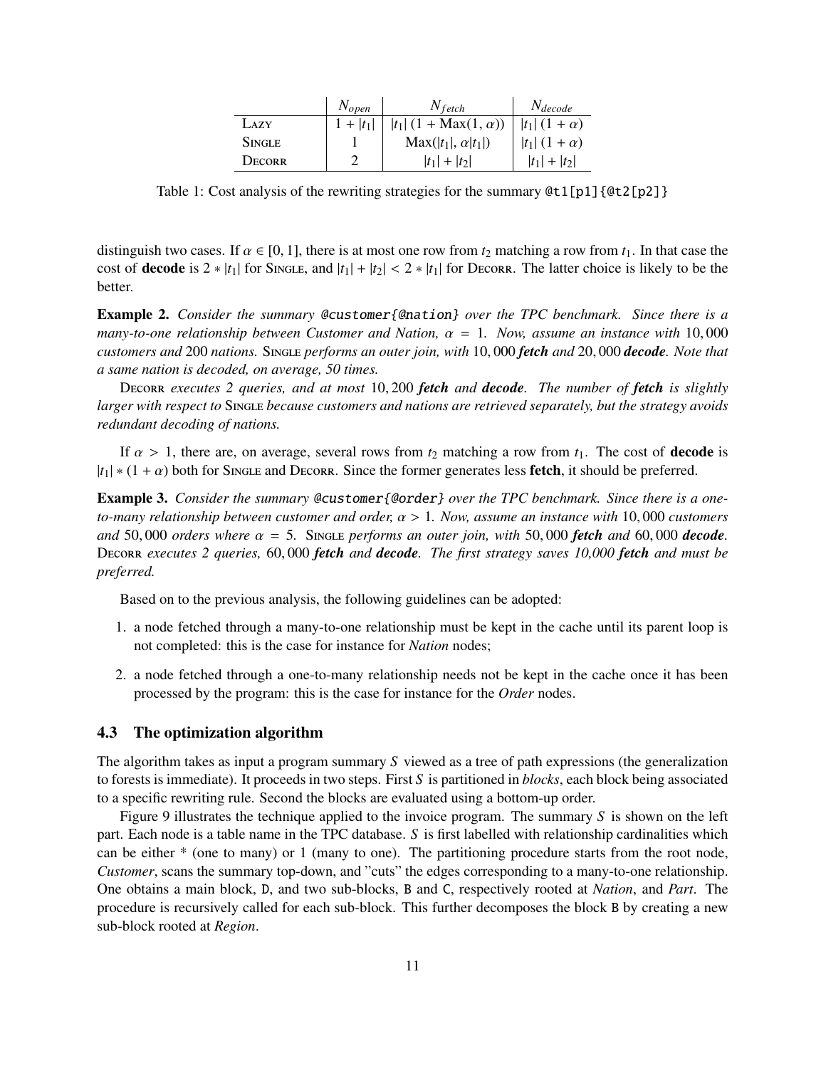| | $N_{open}$ | $N_{fetch}$ | $N_{decode}$ |
|---|---|---|---|
| Lazy | $1 + \|t_1\|$ | $\|t_1\| (1 + \text{Max}(1, \alpha))$ | $\|t_1\| (1 + \alpha)$ |
| Single | 1 | $\text{Max}(\|t_1\|, \alpha\|t_1\|)$ | $\|t_1\| (1 + \alpha)$ |
| Decorr | 2 | $\|t_1\| + \|t_2\|$ | $\|t_1\| + \|t_2\|$ |

Table 1: Cost analysis of the rewriting strategies for the summary `@t1[p1]{@t2[p2]}`

distinguish two cases. If $\alpha \in [0, 1]$, there is at most one row from $t_2$ matching a row from $t_1$. In that case the cost of **decode** is $2 * |t_1|$ for Single, and $|t_1| + |t_2| < 2 * |t_1|$ for Decorr. The latter choice is likely to be the better.

**Example 2.** *Consider the summary* `@customer{@nation}` *over the TPC benchmark. Since there is a many-to-one relationship between Customer and Nation, $\alpha = 1$. Now, assume an instance with 10,000 customers and 200 nations.* Single *performs an outer join, with 10,000* ***fetch*** *and 20,000* ***decode****. Note that a same nation is decoded, on average, 50 times.*

Decorr *executes 2 queries, and at most 10,200* ***fetch*** *and* ***decode****. The number of* ***fetch*** *is slightly larger with respect to* Single *because customers and nations are retrieved separately, but the strategy avoids redundant decoding of nations.*

If $\alpha > 1$, there are, on average, several rows from $t_2$ matching a row from $t_1$. The cost of **decode** is $|t_1| * (1 + \alpha)$ both for Single and Decorr. Since the former generates less **fetch**, it should be preferred.

**Example 3.** *Consider the summary* `@customer{@order}` *over the TPC benchmark. Since there is a one-to-many relationship between customer and order, $\alpha > 1$. Now, assume an instance with 10,000 customers and 50,000 orders where $\alpha = 5$.* Single *performs an outer join, with 50,000* ***fetch*** *and 60,000* ***decode****.* Decorr *executes 2 queries, 60,000* ***fetch*** *and* ***decode****. The first strategy saves 10,000* ***fetch*** *and must be preferred.*

Based on to the previous analysis, the following guidelines can be adopted:

1. a node fetched through a many-to-one relationship must be kept in the cache until its parent loop is not completed: this is the case for instance for *Nation* nodes;
2. a node fetched through a one-to-many relationship needs not be kept in the cache once it has been processed by the program: this is the case for instance for the *Order* nodes.

### 4.3 The optimization algorithm

The algorithm takes as input a program summary $S$ viewed as a tree of path expressions (the generalization to forests is immediate). It proceeds in two steps. First $S$ is partitioned in *blocks*, each block being associated to a specific rewriting rule. Second the blocks are evaluated using a bottom-up order.

Figure 9 illustrates the technique applied to the invoice program. The summary $S$ is shown on the left part. Each node is a table name in the TPC database. $S$ is first labelled with relationship cardinalities which can be either * (one to many) or 1 (many to one). The partitioning procedure starts from the root node, *Customer*, scans the summary top-down, and "cuts" the edges corresponding to a many-to-one relationship. One obtains a main block, D, and two sub-blocks, B and C, respectively rooted at *Nation*, and *Part*. The procedure is recursively called for each sub-block. This further decomposes the block B by creating a new sub-block rooted at *Region*.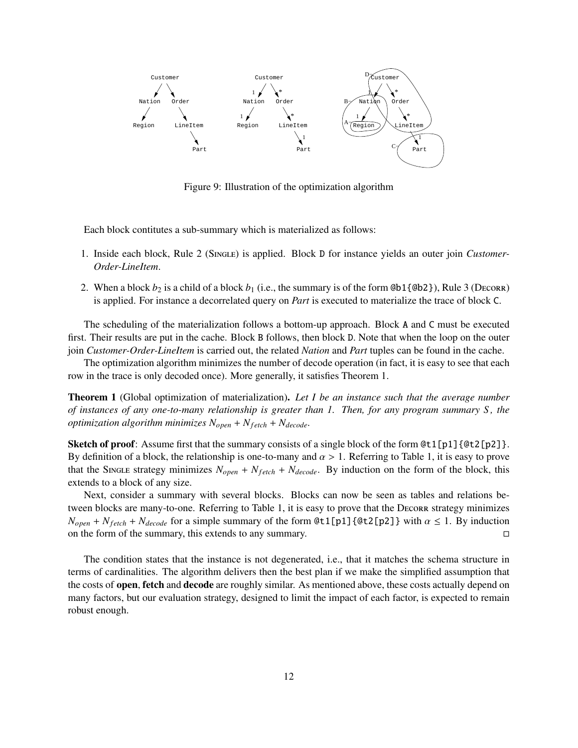Figure 9: Illustration of the optimization algorithm

Each block contitutes a sub-summary which is materialized as follows:

1. Inside each block, Rule 2 (SINGLE) is applied. Block `D` for instance yields an outer join *Customer-Order-LineItem*.
2. When a block $b_2$ is a child of a block $b_1$ (i.e., the summary is of the form `@b1{@b2}`), Rule 3 (DECORR) is applied. For instance a decorrelated query on *Part* is executed to materialize the trace of block `C`.

The scheduling of the materialization follows a bottom-up approach. Block `A` and `C` must be executed first. Their results are put in the cache. Block `B` follows, then block `D`. Note that when the loop on the outer join *Customer-Order-LineItem* is carried out, the related *Nation* and *Part* tuples can be found in the cache.

The optimization algorithm minimizes the number of decode operation (in fact, it is easy to see that each row in the trace is only decoded once). More generally, it satisfies Theorem 1.

**Theorem 1** (Global optimization of materialization)**.** *Let I be an instance such that the average number of instances of any one-to-many relationship is greater than 1. Then, for any program summary S, the optimization algorithm minimizes $N_{open} + N_{fetch} + N_{decode}$.*

**Sketch of proof**: Assume first that the summary consists of a single block of the form `@t1[p1]{@t2[p2]}`. By definition of a block, the relationship is one-to-many and $\alpha > 1$. Referring to Table 1, it is easy to prove that the SINGLE strategy minimizes $N_{open} + N_{fetch} + N_{decode}$. By induction on the form of the block, this extends to a block of any size.

Next, consider a summary with several blocks. Blocks can now be seen as tables and relations between blocks are many-to-one. Referring to Table 1, it is easy to prove that the DECORR strategy minimizes $N_{open} + N_{fetch} + N_{decode}$ for a simple summary of the form `@t1[p1]{@t2[p2]}` with $\alpha \leq 1$. By induction on the form of the summary, this extends to any summary. □

The condition states that the instance is not degenerated, i.e., that it matches the schema structure in terms of cardinalities. The algorithm delivers then the best plan if we make the simplified assumption that the costs of **open**, **fetch** and **decode** are roughly similar. As mentioned above, these costs actually depend on many factors, but our evaluation strategy, designed to limit the impact of each factor, is expected to remain robust enough.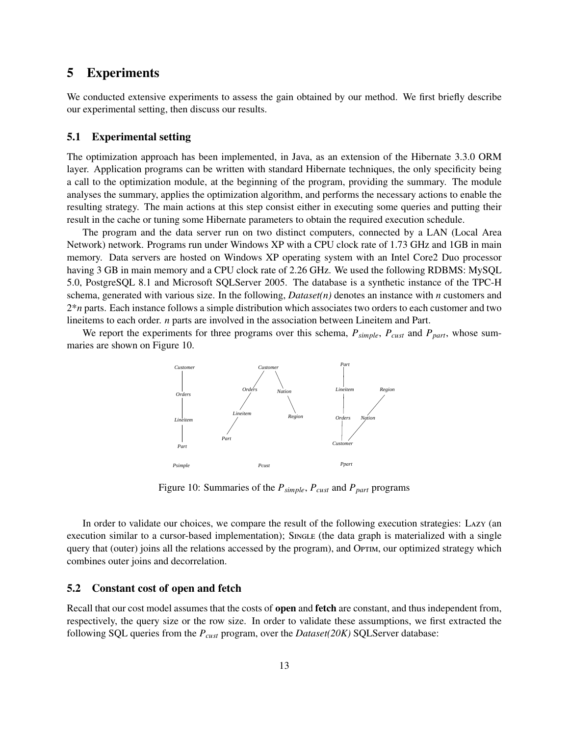# 5 Experiments

We conducted extensive experiments to assess the gain obtained by our method. We first briefly describe our experimental setting, then discuss our results.

## 5.1 Experimental setting

The optimization approach has been implemented, in Java, as an extension of the Hibernate 3.3.0 ORM layer. Application programs can be written with standard Hibernate techniques, the only specificity being a call to the optimization module, at the beginning of the program, providing the summary. The module analyses the summary, applies the optimization algorithm, and performs the necessary actions to enable the resulting strategy. The main actions at this step consist either in executing some queries and putting their result in the cache or tuning some Hibernate parameters to obtain the required execution schedule.

The program and the data server run on two distinct computers, connected by a LAN (Local Area Network) network. Programs run under Windows XP with a CPU clock rate of 1.73 GHz and 1GB in main memory. Data servers are hosted on Windows XP operating system with an Intel Core2 Duo processor having 3 GB in main memory and a CPU clock rate of 2.26 GHz. We used the following RDBMS: MySQL 5.0, PostgreSQL 8.1 and Microsoft SQLServer 2005. The database is a synthetic instance of the TPC-H schema, generated with various size. In the following, *Dataset(n)* denotes an instance with *n* customers and 2\**n* parts. Each instance follows a simple distribution which associates two orders to each customer and two lineitems to each order. *n* parts are involved in the association between Lineitem and Part.

We report the experiments for three programs over this schema, $P_{simple}$, $P_{cust}$ and $P_{part}$, whose summaries are shown on Figure 10.

```
Customer            Customer                 Part
   |                /      \                  |
Orders          Orders    Nation          Lineitem      Region
   |              /           \               |           /
Lineitem     Lineitem        Region        Orders    Nation
   |            /                              |     /
 Part        Part                          Customer

Psimple              Pcust                    Ppart
```

Figure 10: Summaries of the $P_{simple}$, $P_{cust}$ and $P_{part}$ programs

In order to validate our choices, we compare the result of the following execution strategies: Lazy (an execution similar to a cursor-based implementation); Single (the data graph is materialized with a single query that (outer) joins all the relations accessed by the program), and Optim, our optimized strategy which combines outer joins and decorrelation.

## 5.2 Constant cost of open and fetch

Recall that our cost model assumes that the costs of **open** and **fetch** are constant, and thus independent from, respectively, the query size or the row size. In order to validate these assumptions, we first extracted the following SQL queries from the $P_{cust}$ program, over the *Dataset(20K)* SQLServer database: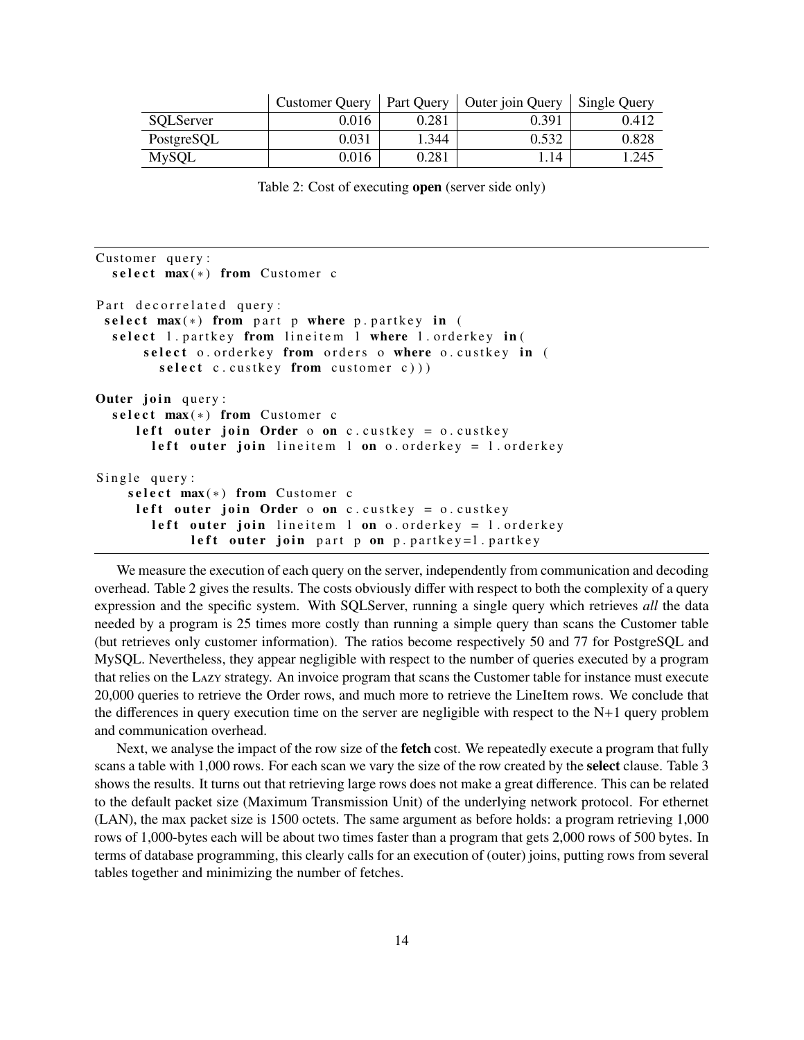| | Customer Query | Part Query | Outer join Query | Single Query |
|---|---|---|---|---|
| SQLServer | 0.016 | 0.281 | 0.391 | 0.412 |
| PostgreSQL | 0.031 | 1.344 | 0.532 | 0.828 |
| MySQL | 0.016 | 0.281 | 1.14 | 1.245 |

Table 2: Cost of executing **open** (server side only)

```
Customer query:
  select max(*) from Customer c

Part decorrelated query:
 select max(*) from part p where p.partkey in (
  select l.partkey from lineitem l where l.orderkey in(
      select o.orderkey from orders o where o.custkey in (
        select c.custkey from customer c)))

Outer join query:
  select max(*) from Customer c
     left outer join Order o on c.custkey = o.custkey
       left outer join lineitem l on o.orderkey = l.orderkey

Single query:
    select max(*) from Customer c
     left outer join Order o on c.custkey = o.custkey
       left outer join lineitem l on o.orderkey = l.orderkey
            left outer join part p on p.partkey=l.partkey
```

We measure the execution of each query on the server, independently from communication and decoding overhead. Table 2 gives the results. The costs obviously differ with respect to both the complexity of a query expression and the specific system. With SQLServer, running a single query which retrieves *all* the data needed by a program is 25 times more costly than running a simple query than scans the Customer table (but retrieves only customer information). The ratios become respectively 50 and 77 for PostgreSQL and MySQL. Nevertheless, they appear negligible with respect to the number of queries executed by a program that relies on the LAZY strategy. An invoice program that scans the Customer table for instance must execute 20,000 queries to retrieve the Order rows, and much more to retrieve the LineItem rows. We conclude that the differences in query execution time on the server are negligible with respect to the N+1 query problem and communication overhead.

Next, we analyse the impact of the row size of the **fetch** cost. We repeatedly execute a program that fully scans a table with 1,000 rows. For each scan we vary the size of the row created by the **select** clause. Table 3 shows the results. It turns out that retrieving large rows does not make a great difference. This can be related to the default packet size (Maximum Transmission Unit) of the underlying network protocol. For ethernet (LAN), the max packet size is 1500 octets. The same argument as before holds: a program retrieving 1,000 rows of 1,000-bytes each will be about two times faster than a program that gets 2,000 rows of 500 bytes. In terms of database programming, this clearly calls for an execution of (outer) joins, putting rows from several tables together and minimizing the number of fetches.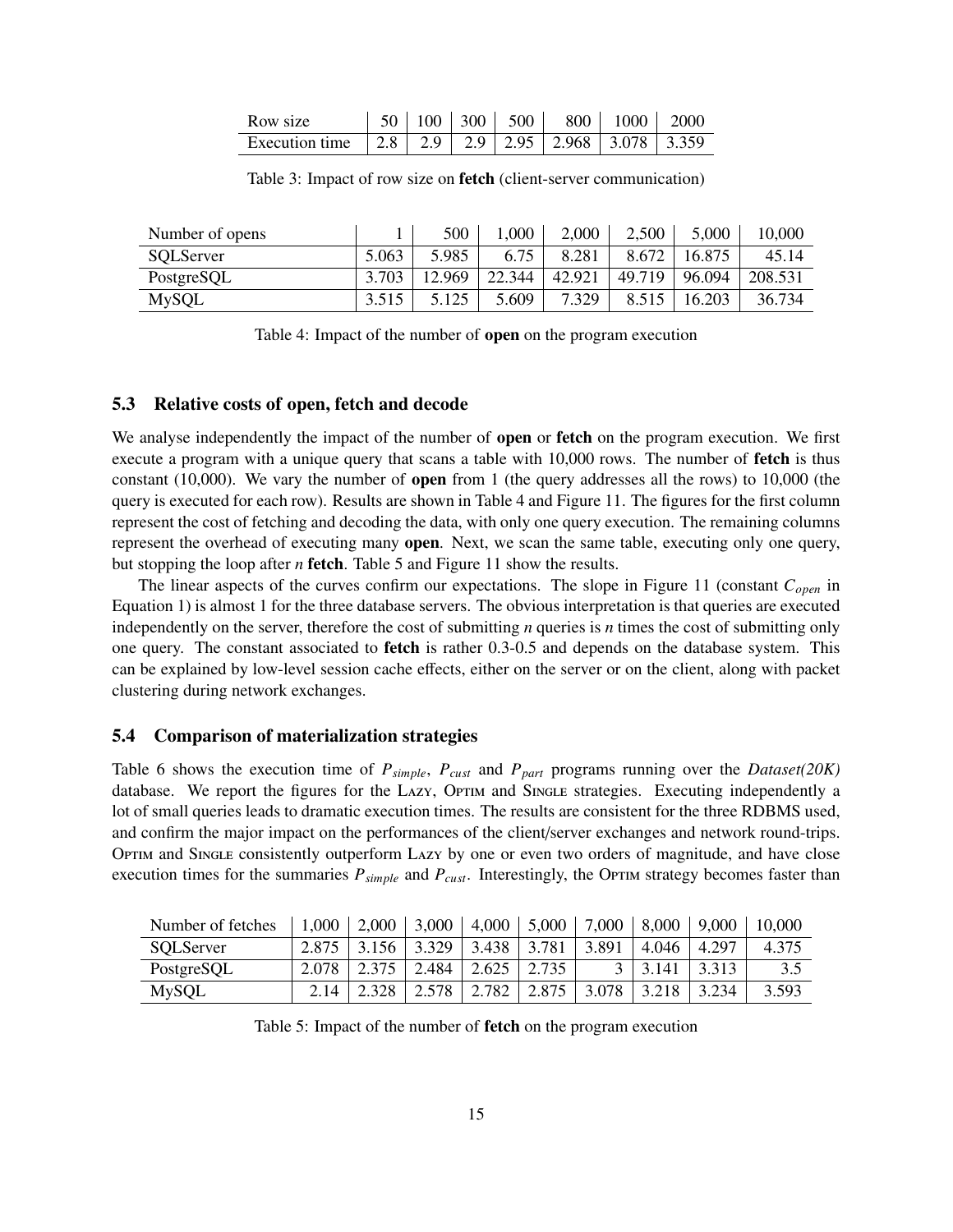| Row size | 50 | 100 | 300 | 500 | 800 | 1000 | 2000 |
|---|---|---|---|---|---|---|---|
| Execution time | 2.8 | 2.9 | 2.9 | 2.95 | 2.968 | 3.078 | 3.359 |

Table 3: Impact of row size on **fetch** (client-server communication)

| Number of opens | 1 | 500 | 1,000 | 2,000 | 2,500 | 5,000 | 10,000 |
|---|---|---|---|---|---|---|---|
| SQLServer | 5.063 | 5.985 | 6.75 | 8.281 | 8.672 | 16.875 | 45.14 |
| PostgreSQL | 3.703 | 12.969 | 22.344 | 42.921 | 49.719 | 96.094 | 208.531 |
| MySQL | 3.515 | 5.125 | 5.609 | 7.329 | 8.515 | 16.203 | 36.734 |

Table 4: Impact of the number of **open** on the program execution

### 5.3 Relative costs of open, fetch and decode

We analyse independently the impact of the number of **open** or **fetch** on the program execution. We first execute a program with a unique query that scans a table with 10,000 rows. The number of **fetch** is thus constant (10,000). We vary the number of **open** from 1 (the query addresses all the rows) to 10,000 (the query is executed for each row). Results are shown in Table 4 and Figure 11. The figures for the first column represent the cost of fetching and decoding the data, with only one query execution. The remaining columns represent the overhead of executing many **open**. Next, we scan the same table, executing only one query, but stopping the loop after *n* **fetch**. Table 5 and Figure 11 show the results.

The linear aspects of the curves confirm our expectations. The slope in Figure 11 (constant $C_{open}$ in Equation 1) is almost 1 for the three database servers. The obvious interpretation is that queries are executed independently on the server, therefore the cost of submitting *n* queries is *n* times the cost of submitting only one query. The constant associated to **fetch** is rather 0.3-0.5 and depends on the database system. This can be explained by low-level session cache effects, either on the server or on the client, along with packet clustering during network exchanges.

### 5.4 Comparison of materialization strategies

Table 6 shows the execution time of $P_{simple}$, $P_{cust}$ and $P_{part}$ programs running over the *Dataset(20K)* database. We report the figures for the Lazy, Optim and Single strategies. Executing independently a lot of small queries leads to dramatic execution times. The results are consistent for the three RDBMS used, and confirm the major impact on the performances of the client/server exchanges and network round-trips. Optim and Single consistently outperform Lazy by one or even two orders of magnitude, and have close execution times for the summaries $P_{simple}$ and $P_{cust}$. Interestingly, the Optim strategy becomes faster than

| Number of fetches | 1,000 | 2,000 | 3,000 | 4,000 | 5,000 | 7,000 | 8,000 | 9,000 | 10,000 |
|---|---|---|---|---|---|---|---|---|---|
| SQLServer | 2.875 | 3.156 | 3.329 | 3.438 | 3.781 | 3.891 | 4.046 | 4.297 | 4.375 |
| PostgreSQL | 2.078 | 2.375 | 2.484 | 2.625 | 2.735 | 3 | 3.141 | 3.313 | 3.5 |
| MySQL | 2.14 | 2.328 | 2.578 | 2.782 | 2.875 | 3.078 | 3.218 | 3.234 | 3.593 |

Table 5: Impact of the number of **fetch** on the program execution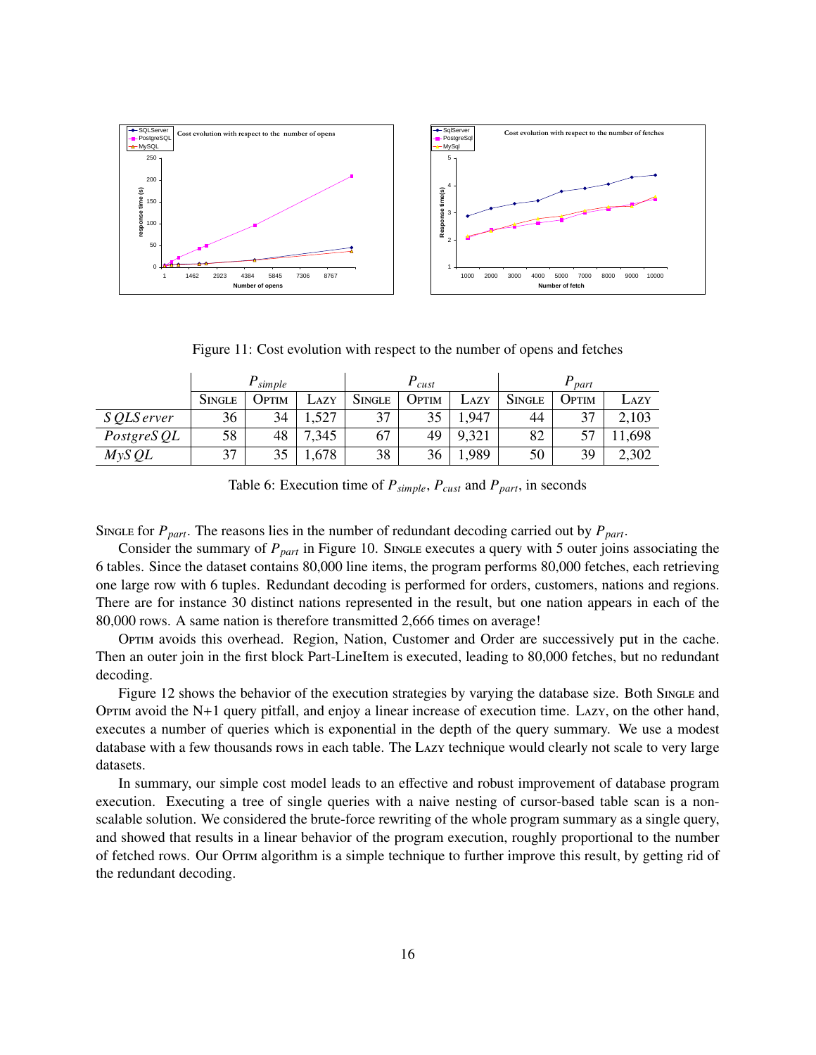Figure 11: Cost evolution with respect to the number of opens and fetches

| | $P_{simple}$ | | | $P_{cust}$ | | | $P_{part}$ | | |
|---|---|---|---|---|---|---|---|---|---|
| | SINGLE | OPTIM | LAZY | SINGLE | OPTIM | LAZY | SINGLE | OPTIM | LAZY |
| *SQLServer* | 36 | 34 | 1,527 | 37 | 35 | 1,947 | 44 | 37 | 2,103 |
| *PostgreSQL* | 58 | 48 | 7,345 | 67 | 49 | 9,321 | 82 | 57 | 11,698 |
| *MySQL* | 37 | 35 | 1,678 | 38 | 36 | 1,989 | 50 | 39 | 2,302 |

Table 6: Execution time of $P_{simple}$, $P_{cust}$ and $P_{part}$, in seconds

SINGLE for $P_{part}$. The reasons lies in the number of redundant decoding carried out by $P_{part}$.

Consider the summary of $P_{part}$ in Figure 10. SINGLE executes a query with 5 outer joins associating the 6 tables. Since the dataset contains 80,000 line items, the program performs 80,000 fetches, each retrieving one large row with 6 tuples. Redundant decoding is performed for orders, customers, nations and regions. There are for instance 30 distinct nations represented in the result, but one nation appears in each of the 80,000 rows. A same nation is therefore transmitted 2,666 times on average!

OPTIM avoids this overhead. Region, Nation, Customer and Order are successively put in the cache. Then an outer join in the first block Part-LineItem is executed, leading to 80,000 fetches, but no redundant decoding.

Figure 12 shows the behavior of the execution strategies by varying the database size. Both SINGLE and OPTIM avoid the N+1 query pitfall, and enjoy a linear increase of execution time. LAZY, on the other hand, executes a number of queries which is exponential in the depth of the query summary. We use a modest database with a few thousands rows in each table. The LAZY technique would clearly not scale to very large datasets.

In summary, our simple cost model leads to an effective and robust improvement of database program execution. Executing a tree of single queries with a naive nesting of cursor-based table scan is a non-scalable solution. We considered the brute-force rewriting of the whole program summary as a single query, and showed that results in a linear behavior of the program execution, roughly proportional to the number of fetched rows. Our OPTIM algorithm is a simple technique to further improve this result, by getting rid of the redundant decoding.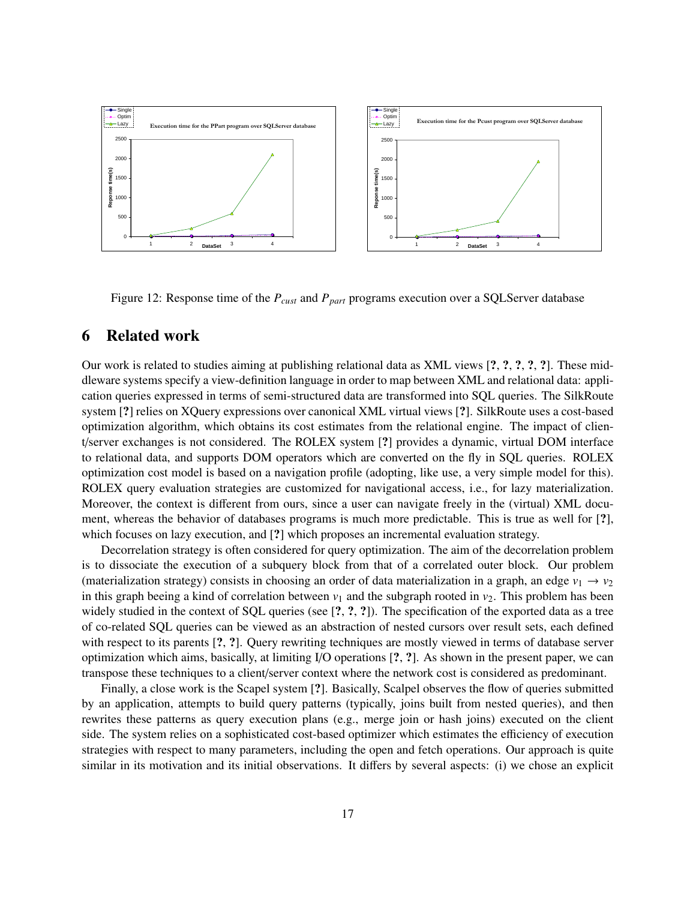Figure 12: Response time of the $P_{cust}$ and $P_{part}$ programs execution over a SQLServer database

## 6 Related work

Our work is related to studies aiming at publishing relational data as XML views [?, ?, ?, ?, ?]. These middleware systems specify a view-definition language in order to map between XML and relational data: application queries expressed in terms of semi-structured data are transformed into SQL queries. The SilkRoute system [?] relies on XQuery expressions over canonical XML virtual views [?]. SilkRoute uses a cost-based optimization algorithm, which obtains its cost estimates from the relational engine. The impact of client/server exchanges is not considered. The ROLEX system [?] provides a dynamic, virtual DOM interface to relational data, and supports DOM operators which are converted on the fly in SQL queries. ROLEX optimization cost model is based on a navigation profile (adopting, like use, a very simple model for this). ROLEX query evaluation strategies are customized for navigational access, i.e., for lazy materialization. Moreover, the context is different from ours, since a user can navigate freely in the (virtual) XML document, whereas the behavior of databases programs is much more predictable. This is true as well for [?], which focuses on lazy execution, and [?] which proposes an incremental evaluation strategy.

Decorrelation strategy is often considered for query optimization. The aim of the decorrelation problem is to dissociate the execution of a subquery block from that of a correlated outer block. Our problem (materialization strategy) consists in choosing an order of data materialization in a graph, an edge $v_1 \rightarrow v_2$ in this graph beeing a kind of correlation between $v_1$ and the subgraph rooted in $v_2$. This problem has been widely studied in the context of SQL queries (see [?, ?, ?]). The specification of the exported data as a tree of co-related SQL queries can be viewed as an abstraction of nested cursors over result sets, each defined with respect to its parents [?, ?]. Query rewriting techniques are mostly viewed in terms of database server optimization which aims, basically, at limiting I/O operations [?, ?]. As shown in the present paper, we can transpose these techniques to a client/server context where the network cost is considered as predominant.

Finally, a close work is the Scapel system [?]. Basically, Scalpel observes the flow of queries submitted by an application, attempts to build query patterns (typically, joins built from nested queries), and then rewrites these patterns as query execution plans (e.g., merge join or hash joins) executed on the client side. The system relies on a sophisticated cost-based optimizer which estimates the efficiency of execution strategies with respect to many parameters, including the open and fetch operations. Our approach is quite similar in its motivation and its initial observations. It differs by several aspects: (i) we chose an explicit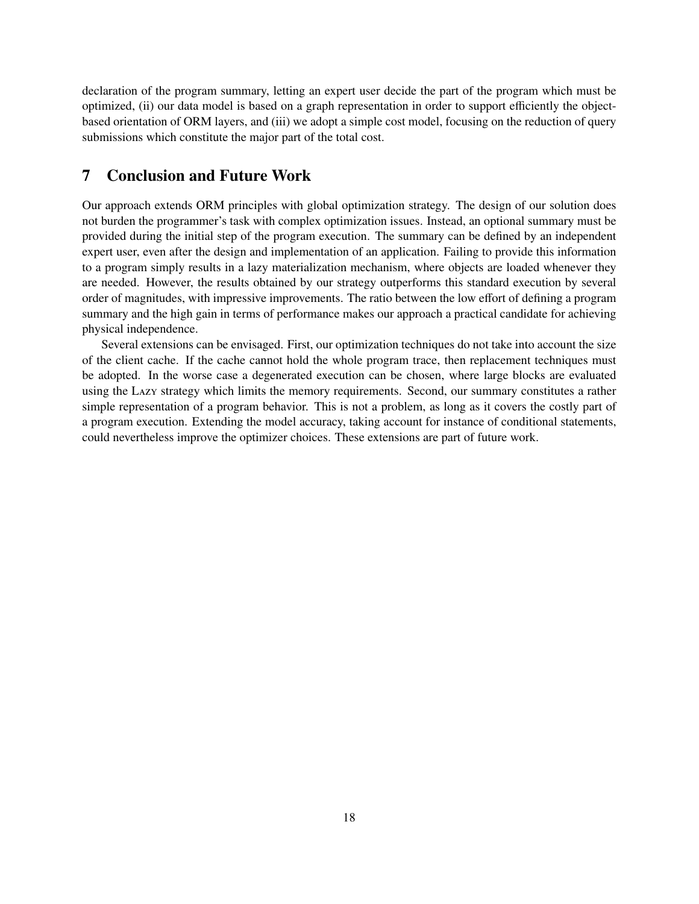declaration of the program summary, letting an expert user decide the part of the program which must be optimized, (ii) our data model is based on a graph representation in order to support efficiently the object-based orientation of ORM layers, and (iii) we adopt a simple cost model, focusing on the reduction of query submissions which constitute the major part of the total cost.

## 7 Conclusion and Future Work

Our approach extends ORM principles with global optimization strategy. The design of our solution does not burden the programmer's task with complex optimization issues. Instead, an optional summary must be provided during the initial step of the program execution. The summary can be defined by an independent expert user, even after the design and implementation of an application. Failing to provide this information to a program simply results in a lazy materialization mechanism, where objects are loaded whenever they are needed. However, the results obtained by our strategy outperforms this standard execution by several order of magnitudes, with impressive improvements. The ratio between the low effort of defining a program summary and the high gain in terms of performance makes our approach a practical candidate for achieving physical independence.

Several extensions can be envisaged. First, our optimization techniques do not take into account the size of the client cache. If the cache cannot hold the whole program trace, then replacement techniques must be adopted. In the worse case a degenerated execution can be chosen, where large blocks are evaluated using the LAZY strategy which limits the memory requirements. Second, our summary constitutes a rather simple representation of a program behavior. This is not a problem, as long as it covers the costly part of a program execution. Extending the model accuracy, taking account for instance of conditional statements, could nevertheless improve the optimizer choices. These extensions are part of future work.